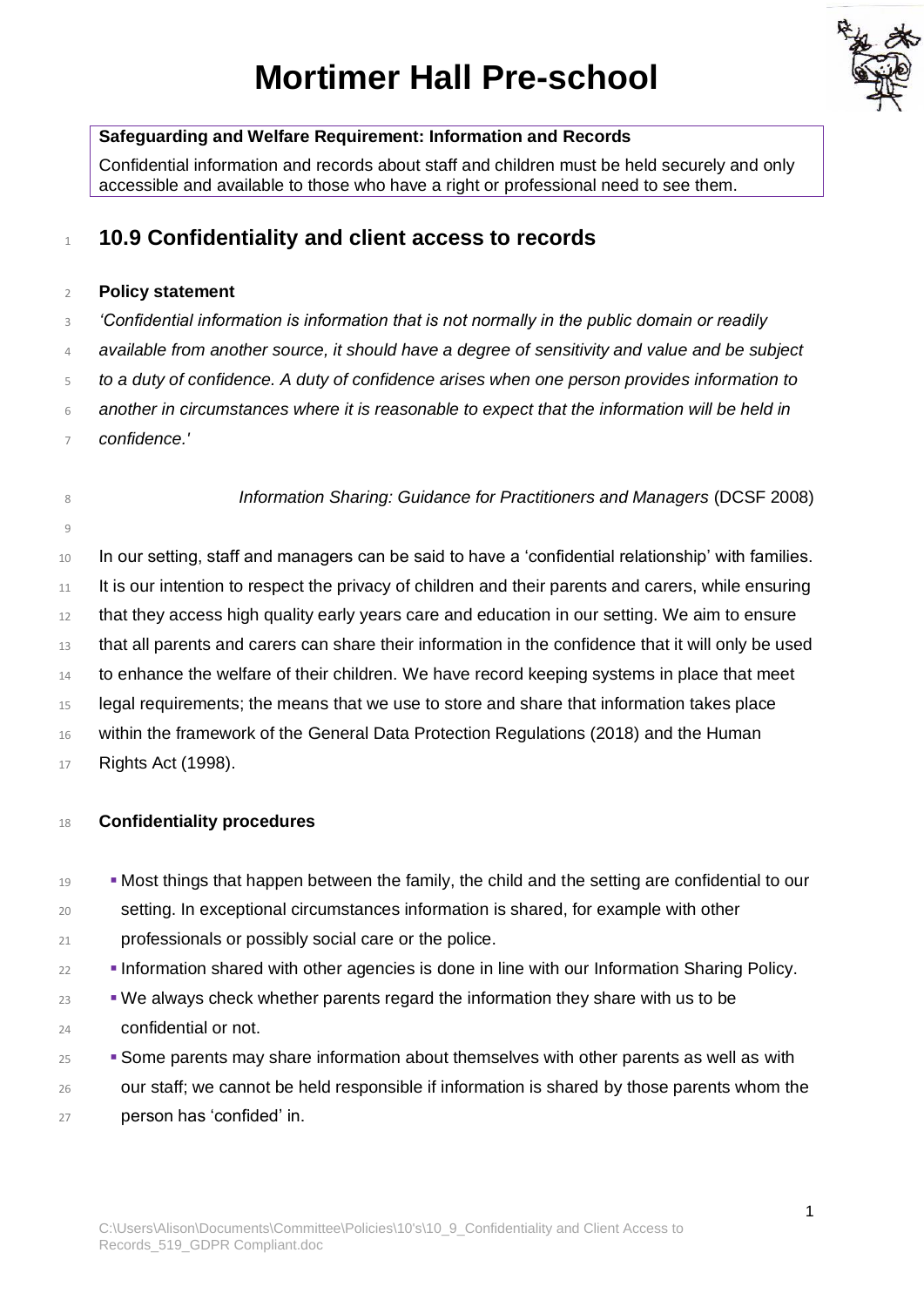# Mortimer Hall Pre-school

**Safeguarding and Welfare Requirement: Information and Records**

Confidential information and records about staff and children must be held securely and only accessible and available to those who have a right or professional need to see them.

## 10.9 Confidentiality and client access to records

**Policy statement**

*'Confidential information is information that is not normally in the public domain or readily available from another source, it should have a degree of sensitivity and value and be subject to a duty of confidence. A duty of confidence arises when one person provides information to another in circumstances where it is reasonable to expect that the information will be held in confidence.'*

*Information Sharing: Guidance for Practitioners and Managers* (DCSF 2008)

In our setting, staff and managers can be said to have a 'confidential relationship' with families. It is our intention to respect the privacy of children and their parents and carers, while ensuring that they access high quality early years care and education in our setting. We aim to ensure that all parents and carers can share their information in the confidence that it will only be used to enhance the welfare of their children. We have record keeping systems in place that meet legal requirements; the means that we use to store and share that information takes place within the framework of the General Data Protection Regulations (2018) and the Human Rights Act (1998).

**Confidentiality procedures**

- Most things that happen between the family, the child and the setting are confidential to our setting. In exceptional circumstances information is shared, for example with other professionals or possibly social care or the police.
- Information shared with other agencies is done in line with our Information Sharing Policy.
- We always check whether parents regard the information they share with us to be confidential or not.
- Some parents may share information about themselves with other parents as well as with our staff; we cannot be held responsible if information is shared by those parents whom the person has 'confided' in.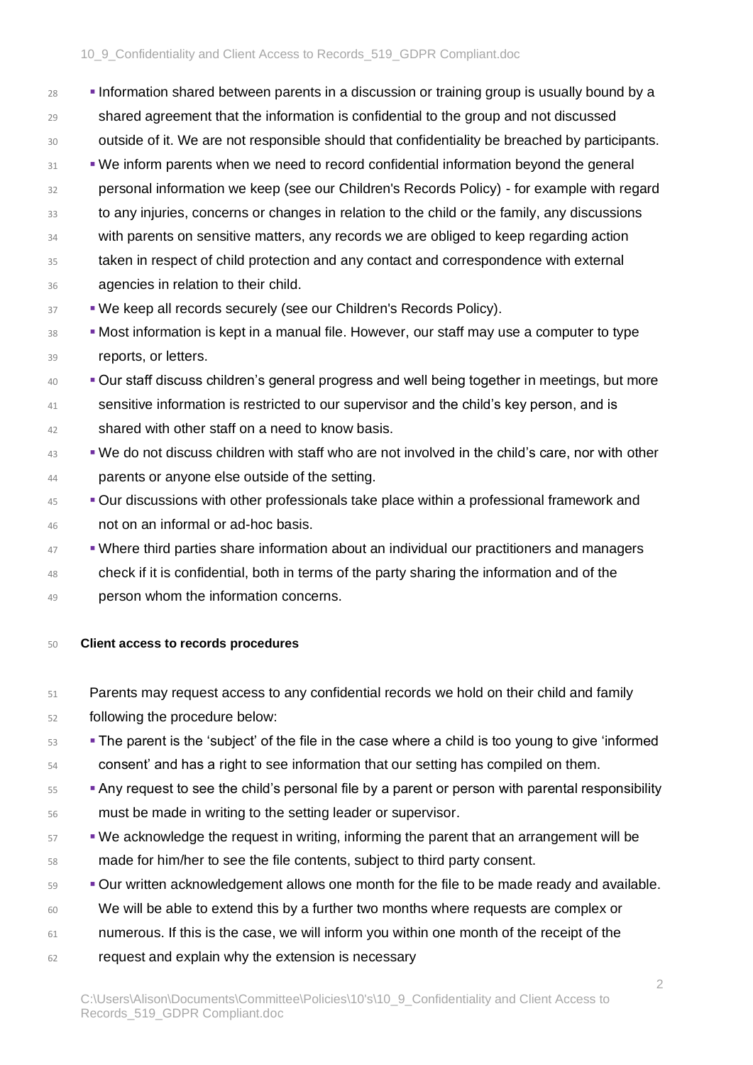- Information shared between parents in a discussion or training group is usually bound by a shared agreement that the information is confidential to the group and not discussed outside of it. We are not responsible should that confidentiality be breached by participants.
- We inform parents when we need to record confidential information beyond the general personal information we keep (see our Children's Records Policy) - for example with regard to any injuries, concerns or changes in relation to the child or the family, any discussions with parents on sensitive matters, any records we are obliged to keep regarding action taken in respect of child protection and any contact and correspondence with external agencies in relation to their child.
- We keep all records securely (see our Children's Records Policy).
- Most information is kept in a manual file. However, our staff may use a computer to type reports, or letters.
- Our staff discuss children's general progress and well being together in meetings, but more sensitive information is restricted to our supervisor and the child's key person, and is shared with other staff on a need to know basis.
- We do not discuss children with staff who are not involved in the child's care, nor with other parents or anyone else outside of the setting.
- Our discussions with other professionals take place within a professional framework and not on an informal or ad-hoc basis.
- Where third parties share information about an individual our practitioners and managers check if it is confidential, both in terms of the party sharing the information and of the person whom the information concerns.

**Client access to records procedures**

Parents may request access to any confidential records we hold on their child and family following the procedure below:

- The parent is the 'subject' of the file in the case where a child is too young to give 'informed consent' and has a right to see information that our setting has compiled on them.
- Any request to see the child's personal file by a parent or person with parental responsibility must be made in writing to the setting leader or supervisor.
- We acknowledge the request in writing, informing the parent that an arrangement will be made for him/her to see the file contents, subject to third party consent.
- Our written acknowledgement allows one month for the file to be made ready and available. We will be able to extend this by a further two months where requests are complex or numerous. If this is the case, we will inform you within one month of the receipt of the request and explain why the extension is necessary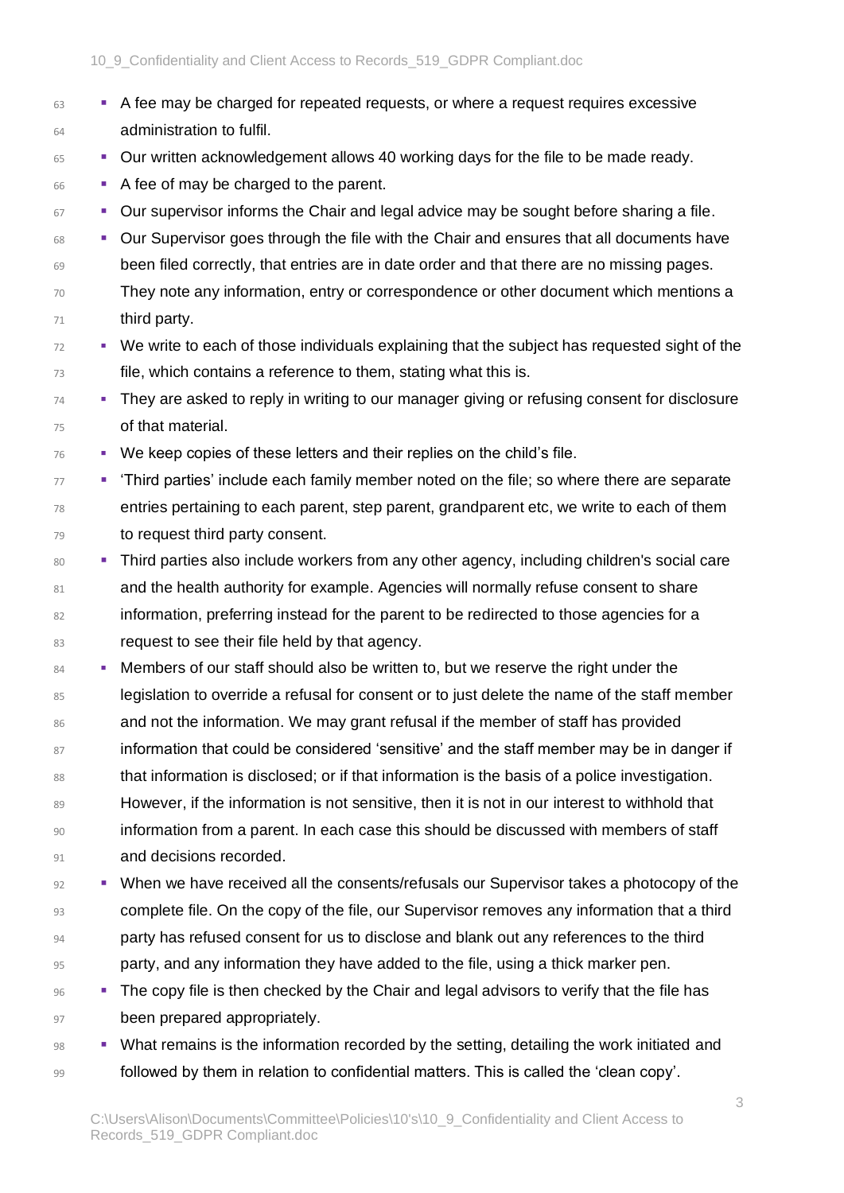- A fee may be charged for repeated requests, or where a request requires excessive administration to fulfil.
- Our written acknowledgement allows 40 working days for the file to be made ready.
- A fee of may be charged to the parent.
- Our supervisor informs the Chair and legal advice may be sought before sharing a file.
- Our Supervisor goes through the file with the Chair and ensures that all documents have been filed correctly, that entries are in date order and that there are no missing pages. They note any information, entry or correspondence or other document which mentions a third party.
- We write to each of those individuals explaining that the subject has requested sight of the file, which contains a reference to them, stating what this is.
- They are asked to reply in writing to our manager giving or refusing consent for disclosure of that material.
- We keep copies of these letters and their replies on the child's file.
- 'Third parties' include each family member noted on the file; so where there are separate entries pertaining to each parent, step parent, grandparent etc, we write to each of them to request third party consent.
- Third parties also include workers from any other agency, including children's social care and the health authority for example. Agencies will normally refuse consent to share information, preferring instead for the parent to be redirected to those agencies for a request to see their file held by that agency.
- Members of our staff should also be written to, but we reserve the right under the legislation to override a refusal for consent or to just delete the name of the staff member and not the information. We may grant refusal if the member of staff has provided information that could be considered 'sensitive' and the staff member may be in danger if that information is disclosed; or if that information is the basis of a police investigation. However, if the information is not sensitive, then it is not in our interest to withhold that information from a parent. In each case this should be discussed with members of staff and decisions recorded.
- When we have received all the consents/refusals our Supervisor takes a photocopy of the complete file. On the copy of the file, our Supervisor removes any information that a third party has refused consent for us to disclose and blank out any references to the third party, and any information they have added to the file, using a thick marker pen.
- The copy file is then checked by the Chair and legal advisors to verify that the file has been prepared appropriately.
- What remains is the information recorded by the setting, detailing the work initiated and followed by them in relation to confidential matters. This is called the 'clean copy'.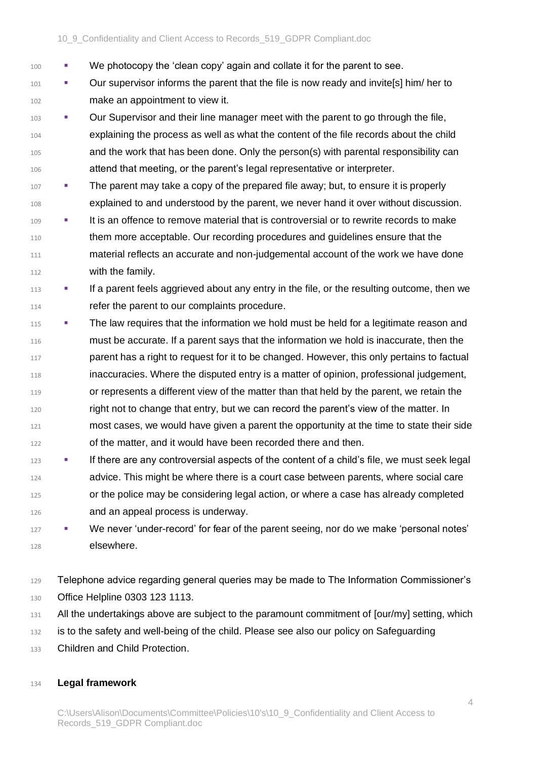- We photocopy the 'clean copy' again and collate it for the parent to see.
- Our supervisor informs the parent that the file is now ready and invite[s] him/ her to make an appointment to view it.
- Our Supervisor and their line manager meet with the parent to go through the file, explaining the process as well as what the content of the file records about the child and the work that has been done. Only the person(s) with parental responsibility can attend that meeting, or the parent's legal representative or interpreter.
- The parent may take a copy of the prepared file away; but, to ensure it is properly explained to and understood by the parent, we never hand it over without discussion.
- It is an offence to remove material that is controversial or to rewrite records to make them more acceptable. Our recording procedures and guidelines ensure that the material reflects an accurate and non-judgemental account of the work we have done with the family.
- If a parent feels aggrieved about any entry in the file, or the resulting outcome, then we refer the parent to our complaints procedure.
- The law requires that the information we hold must be held for a legitimate reason and must be accurate. If a parent says that the information we hold is inaccurate, then the parent has a right to request for it to be changed. However, this only pertains to factual inaccuracies. Where the disputed entry is a matter of opinion, professional judgement, or represents a different view of the matter than that held by the parent, we retain the right not to change that entry, but we can record the parent's view of the matter. In most cases, we would have given a parent the opportunity at the time to state their side of the matter, and it would have been recorded there and then.
- If there are any controversial aspects of the content of a child's file, we must seek legal advice. This might be where there is a court case between parents, where social care or the police may be considering legal action, or where a case has already completed and an appeal process is underway.
- We never 'under-record' for fear of the parent seeing, nor do we make 'personal notes' elsewhere.

Telephone advice regarding general queries may be made to The Information Commissioner's Office Helpline 0303 123 1113.

All the undertakings above are subject to the paramount commitment of [our/my] setting, which is to the safety and well-being of the child. Please see also our policy on Safeguarding Children and Child Protection.

**Legal framework**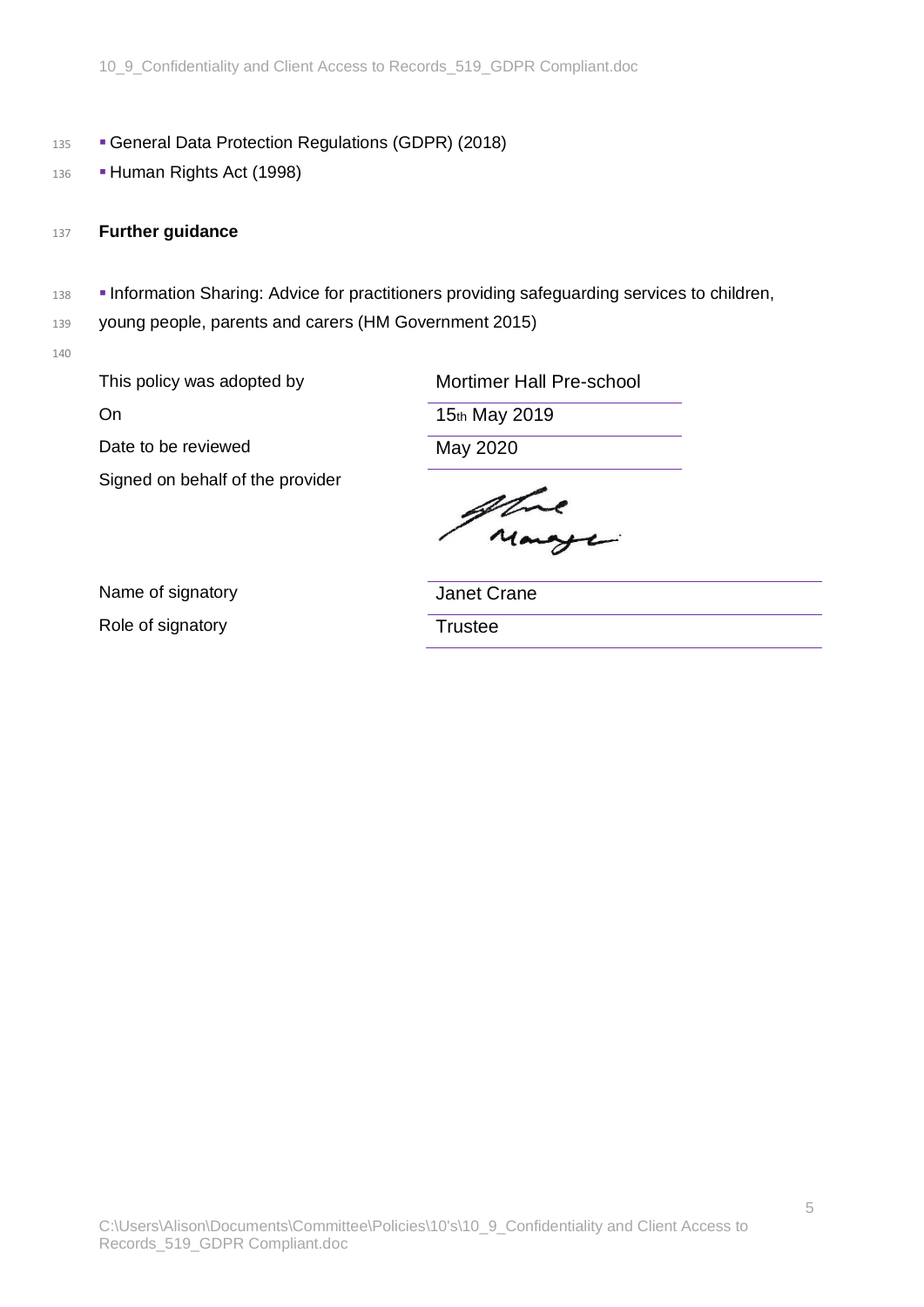- General Data Protection Regulations (GDPR) (2018)
- Human Rights Act (1998)

**Further guidance**

- Information Sharing: Advice for practitioners providing safeguarding services to children, young people, parents and carers (HM Government 2015)

| | |
|---|---|
| This policy was adopted by | Mortimer Hall Pre-school |
| On | 15th May 2019 |
| Date to be reviewed | May 2020 |
| Signed on behalf of the provider | |
| Name of signatory | Janet Crane |
| Role of signatory | Trustee |